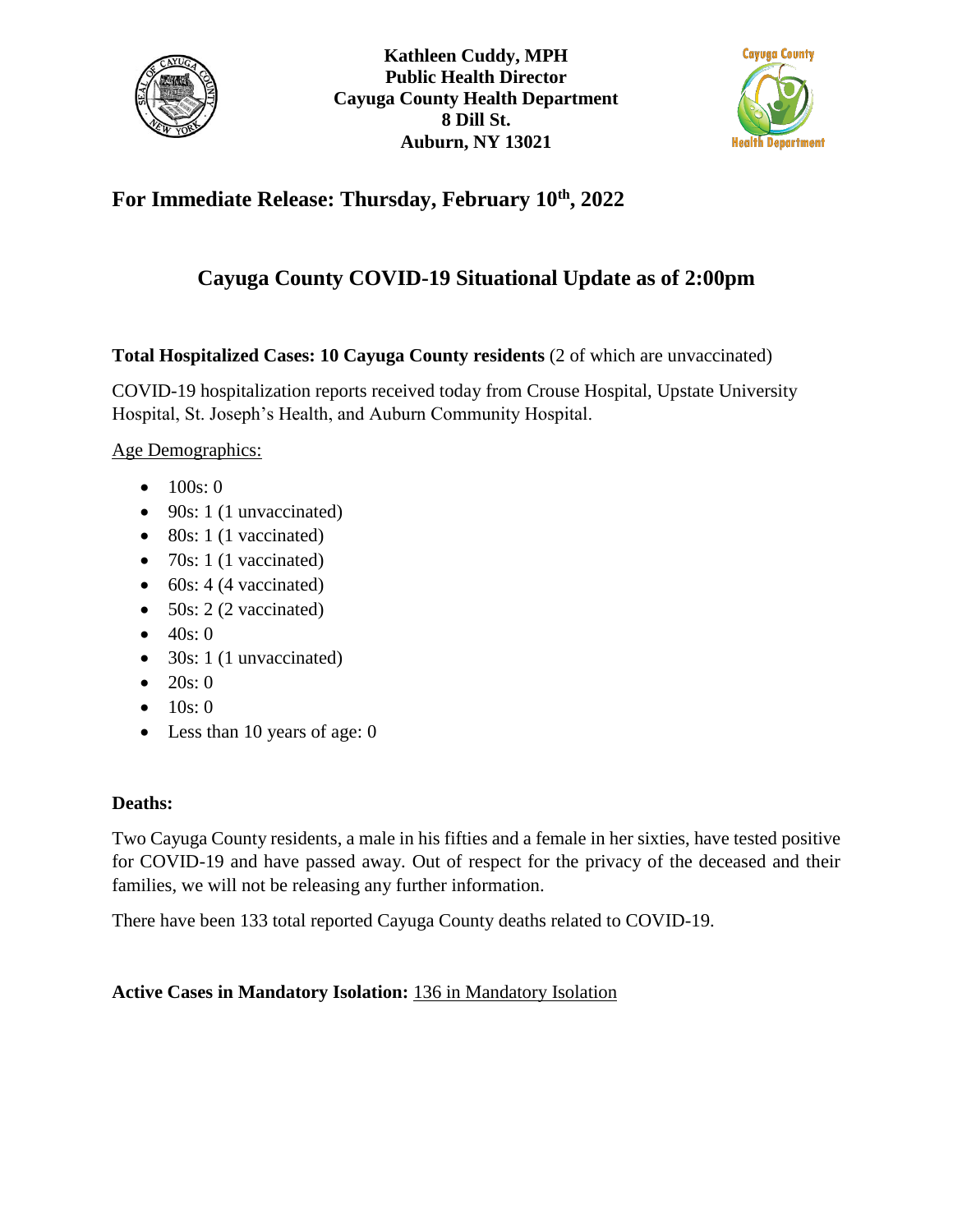**Kathleen Cuddy, MPH**
**Public Health Director**
**Cayuga County Health Department**
**8 Dill St.**
**Auburn, NY 13021**

## For Immediate Release: Thursday, February 10th, 2022

# Cayuga County COVID-19 Situational Update as of 2:00pm

**Total Hospitalized Cases: 10 Cayuga County residents** (2 of which are unvaccinated)

COVID-19 hospitalization reports received today from Crouse Hospital, Upstate University Hospital, St. Joseph's Health, and Auburn Community Hospital.

Age Demographics:

- 100s: 0
- 90s: 1 (1 unvaccinated)
- 80s: 1 (1 vaccinated)
- 70s: 1 (1 vaccinated)
- 60s: 4 (4 vaccinated)
- 50s: 2 (2 vaccinated)
- 40s: 0
- 30s: 1 (1 unvaccinated)
- 20s: 0
- 10s: 0
- Less than 10 years of age: 0

**Deaths:**

Two Cayuga County residents, a male in his fifties and a female in her sixties, have tested positive for COVID-19 and have passed away. Out of respect for the privacy of the deceased and their families, we will not be releasing any further information.

There have been 133 total reported Cayuga County deaths related to COVID-19.

**Active Cases in Mandatory Isolation:** 136 in Mandatory Isolation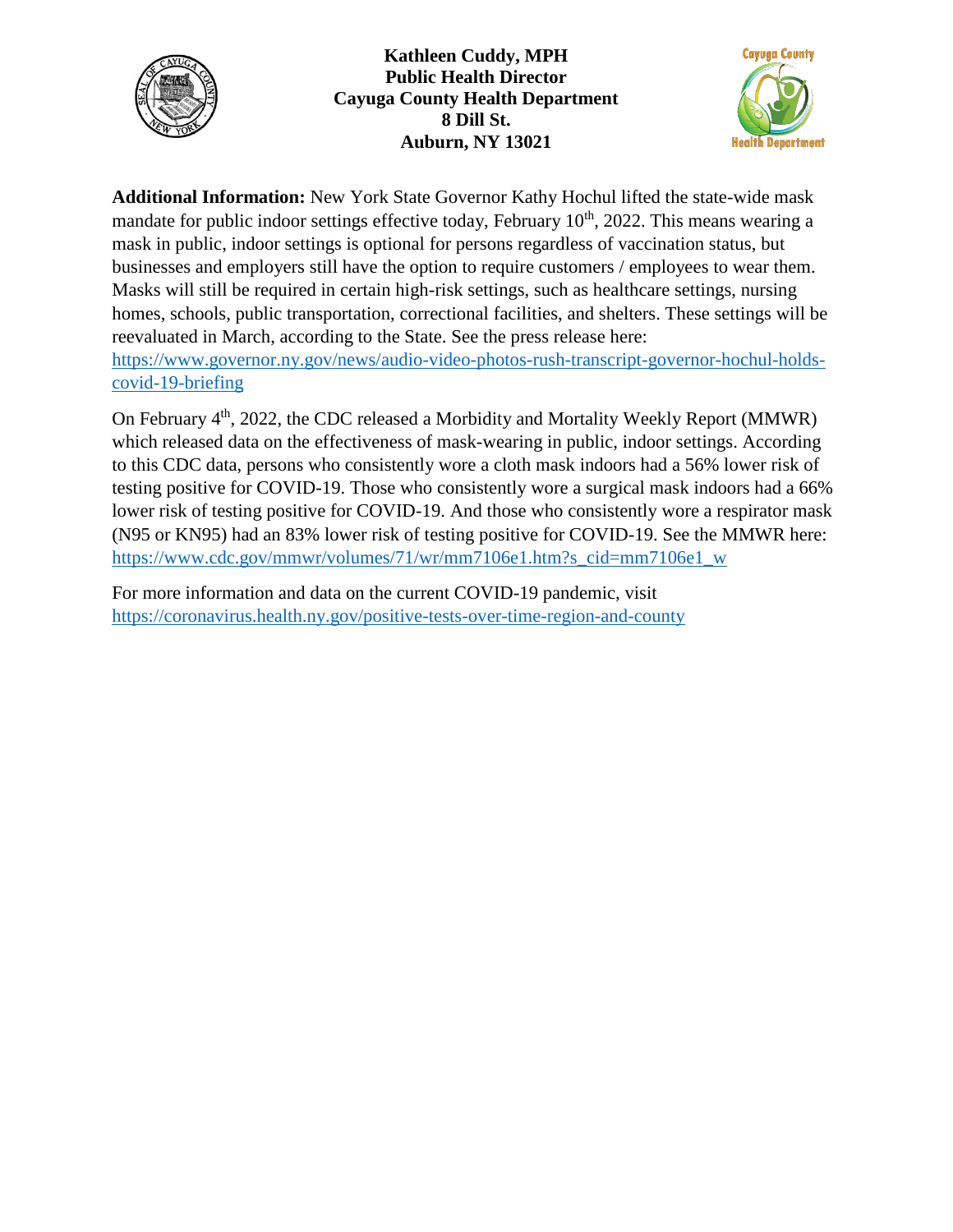**Kathleen Cuddy, MPH**
**Public Health Director**
**Cayuga County Health Department**
**8 Dill St.**
**Auburn, NY 13021**

**Additional Information:** New York State Governor Kathy Hochul lifted the state-wide mask mandate for public indoor settings effective today, February 10th, 2022. This means wearing a mask in public, indoor settings is optional for persons regardless of vaccination status, but businesses and employers still have the option to require customers / employees to wear them. Masks will still be required in certain high-risk settings, such as healthcare settings, nursing homes, schools, public transportation, correctional facilities, and shelters. These settings will be reevaluated in March, according to the State. See the press release here: https://www.governor.ny.gov/news/audio-video-photos-rush-transcript-governor-hochul-holds-covid-19-briefing

On February 4th, 2022, the CDC released a Morbidity and Mortality Weekly Report (MMWR) which released data on the effectiveness of mask-wearing in public, indoor settings. According to this CDC data, persons who consistently wore a cloth mask indoors had a 56% lower risk of testing positive for COVID-19. Those who consistently wore a surgical mask indoors had a 66% lower risk of testing positive for COVID-19. And those who consistently wore a respirator mask (N95 or KN95) had an 83% lower risk of testing positive for COVID-19. See the MMWR here: https://www.cdc.gov/mmwr/volumes/71/wr/mm7106e1.htm?s_cid=mm7106e1_w

For more information and data on the current COVID-19 pandemic, visit https://coronavirus.health.ny.gov/positive-tests-over-time-region-and-county